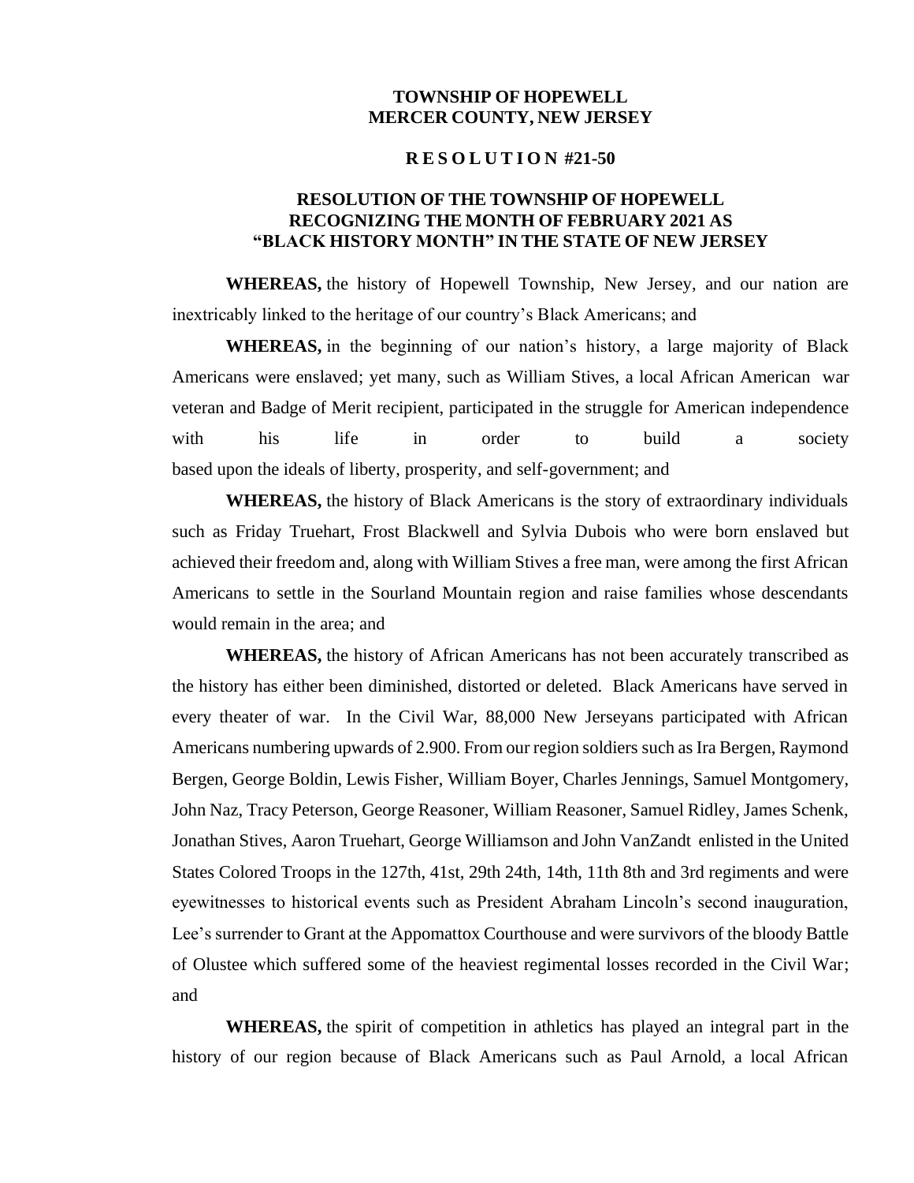**TOWNSHIP OF HOPEWELL**
**MERCER COUNTY, NEW JERSEY**

**R E S O L U T I O N #21-50**

**RESOLUTION OF THE TOWNSHIP OF HOPEWELL RECOGNIZING THE MONTH OF FEBRUARY 2021 AS "BLACK HISTORY MONTH" IN THE STATE OF NEW JERSEY**

**WHEREAS,** the history of Hopewell Township, New Jersey, and our nation are inextricably linked to the heritage of our country's Black Americans; and

**WHEREAS,** in the beginning of our nation's history, a large majority of Black Americans were enslaved; yet many, such as William Stives, a local African American war veteran and Badge of Merit recipient, participated in the struggle for American independence with his life in order to build a society based upon the ideals of liberty, prosperity, and self-government; and

**WHEREAS,** the history of Black Americans is the story of extraordinary individuals such as Friday Truehart, Frost Blackwell and Sylvia Dubois who were born enslaved but achieved their freedom and, along with William Stives a free man, were among the first African Americans to settle in the Sourland Mountain region and raise families whose descendants would remain in the area; and

**WHEREAS,** the history of African Americans has not been accurately transcribed as the history has either been diminished, distorted or deleted. Black Americans have served in every theater of war. In the Civil War, 88,000 New Jerseyans participated with African Americans numbering upwards of 2.900. From our region soldiers such as Ira Bergen, Raymond Bergen, George Boldin, Lewis Fisher, William Boyer, Charles Jennings, Samuel Montgomery, John Naz, Tracy Peterson, George Reasoner, William Reasoner, Samuel Ridley, James Schenk, Jonathan Stives, Aaron Truehart, George Williamson and John VanZandt enlisted in the United States Colored Troops in the 127th, 41st, 29th 24th, 14th, 11th 8th and 3rd regiments and were eyewitnesses to historical events such as President Abraham Lincoln's second inauguration, Lee's surrender to Grant at the Appomattox Courthouse and were survivors of the bloody Battle of Olustee which suffered some of the heaviest regimental losses recorded in the Civil War; and

**WHEREAS,** the spirit of competition in athletics has played an integral part in the history of our region because of Black Americans such as Paul Arnold, a local African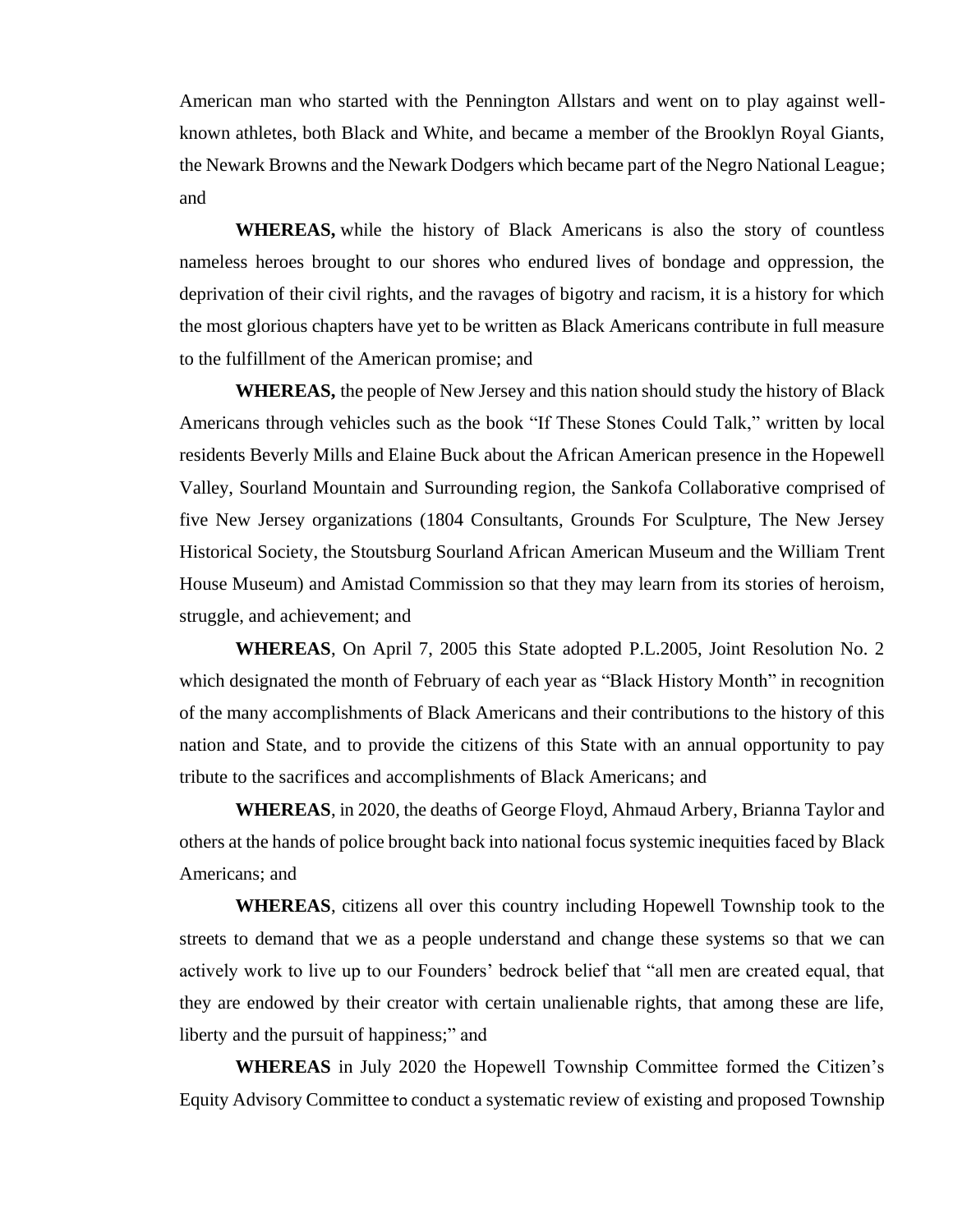American man who started with the Pennington Allstars and went on to play against well-known athletes, both Black and White, and became a member of the Brooklyn Royal Giants, the Newark Browns and the Newark Dodgers which became part of the Negro National League; and

**WHEREAS,** while the history of Black Americans is also the story of countless nameless heroes brought to our shores who endured lives of bondage and oppression, the deprivation of their civil rights, and the ravages of bigotry and racism, it is a history for which the most glorious chapters have yet to be written as Black Americans contribute in full measure to the fulfillment of the American promise; and

**WHEREAS,** the people of New Jersey and this nation should study the history of Black Americans through vehicles such as the book "If These Stones Could Talk," written by local residents Beverly Mills and Elaine Buck about the African American presence in the Hopewell Valley, Sourland Mountain and Surrounding region, the Sankofa Collaborative comprised of five New Jersey organizations (1804 Consultants, Grounds For Sculpture, The New Jersey Historical Society, the Stoutsburg Sourland African American Museum and the William Trent House Museum) and Amistad Commission so that they may learn from its stories of heroism, struggle, and achievement; and

**WHEREAS**, On April 7, 2005 this State adopted P.L.2005, Joint Resolution No. 2 which designated the month of February of each year as "Black History Month" in recognition of the many accomplishments of Black Americans and their contributions to the history of this nation and State, and to provide the citizens of this State with an annual opportunity to pay tribute to the sacrifices and accomplishments of Black Americans; and

**WHEREAS**, in 2020, the deaths of George Floyd, Ahmaud Arbery, Brianna Taylor and others at the hands of police brought back into national focus systemic inequities faced by Black Americans; and

**WHEREAS**, citizens all over this country including Hopewell Township took to the streets to demand that we as a people understand and change these systems so that we can actively work to live up to our Founders' bedrock belief that "all men are created equal, that they are endowed by their creator with certain unalienable rights, that among these are life, liberty and the pursuit of happiness;" and

**WHEREAS** in July 2020 the Hopewell Township Committee formed the Citizen's Equity Advisory Committee to conduct a systematic review of existing and proposed Township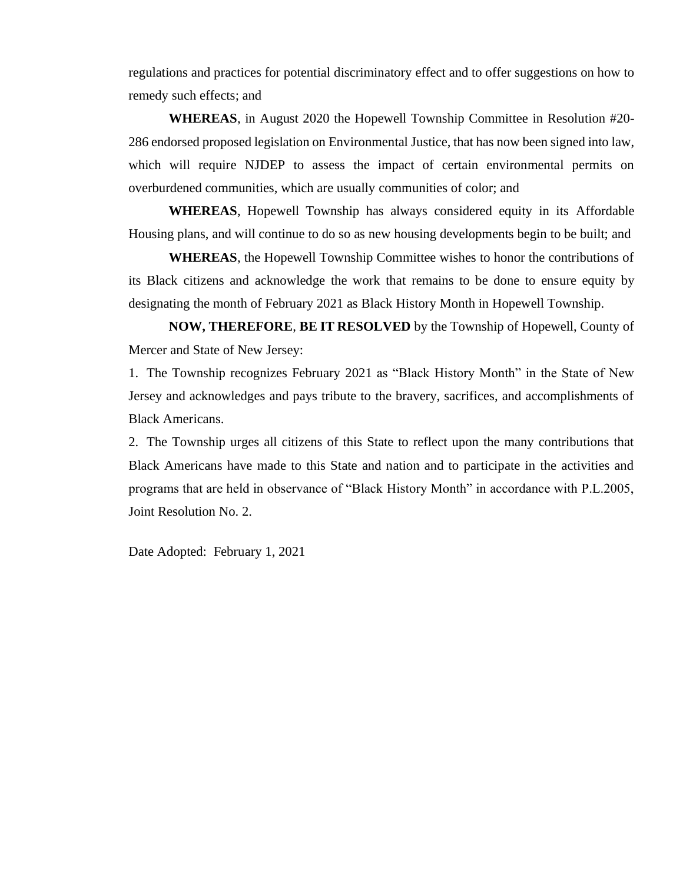regulations and practices for potential discriminatory effect and to offer suggestions on how to remedy such effects; and

**WHEREAS**, in August 2020 the Hopewell Township Committee in Resolution #20-286 endorsed proposed legislation on Environmental Justice, that has now been signed into law, which will require NJDEP to assess the impact of certain environmental permits on overburdened communities, which are usually communities of color; and

**WHEREAS**, Hopewell Township has always considered equity in its Affordable Housing plans, and will continue to do so as new housing developments begin to be built; and

**WHEREAS**, the Hopewell Township Committee wishes to honor the contributions of its Black citizens and acknowledge the work that remains to be done to ensure equity by designating the month of February 2021 as Black History Month in Hopewell Township.

**NOW, THEREFORE**, **BE IT RESOLVED** by the Township of Hopewell, County of Mercer and State of New Jersey:

1. The Township recognizes February 2021 as "Black History Month" in the State of New Jersey and acknowledges and pays tribute to the bravery, sacrifices, and accomplishments of Black Americans.
2. The Township urges all citizens of this State to reflect upon the many contributions that Black Americans have made to this State and nation and to participate in the activities and programs that are held in observance of "Black History Month" in accordance with P.L.2005, Joint Resolution No. 2.

Date Adopted: February 1, 2021